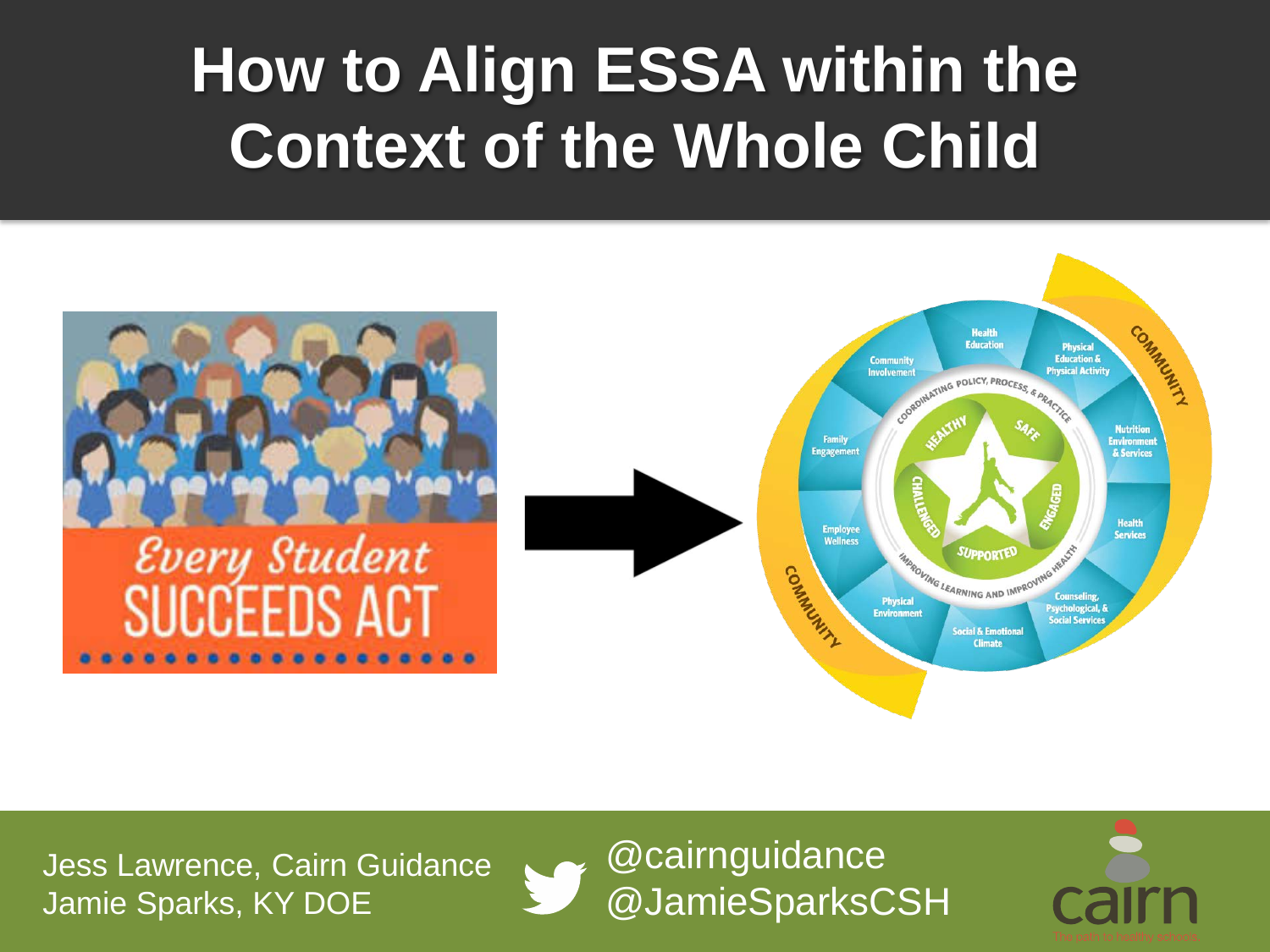# How to Align ESSA within the Context of the Whole Child

Jess Lawrence, Cairn Guidance
Jamie Sparks, KY DOE

@cairnguidance
@JamieSparksCSH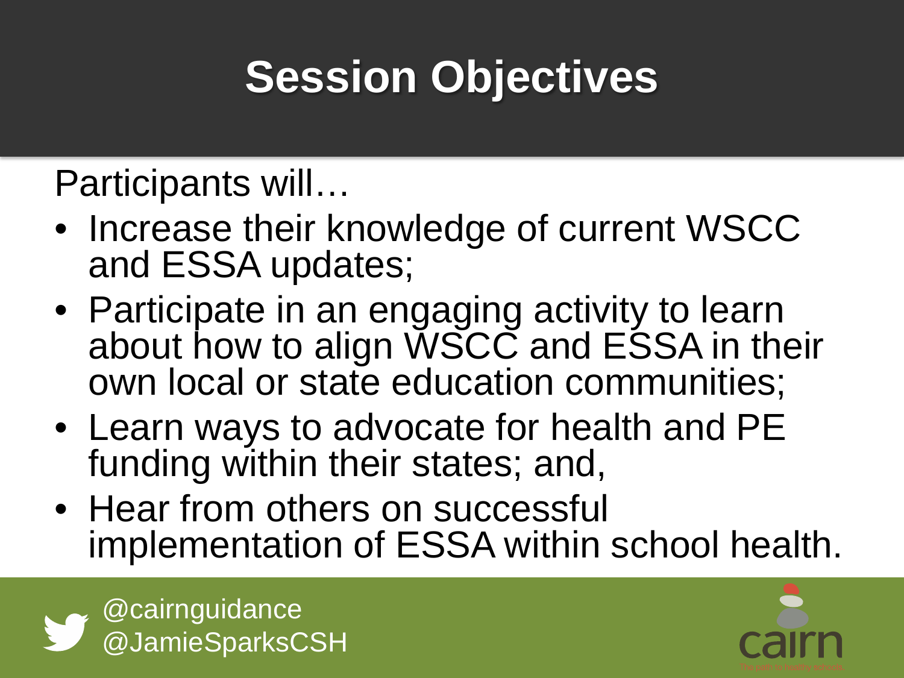# Session Objectives

Participants will…

- Increase their knowledge of current WSCC and ESSA updates;
- Participate in an engaging activity to learn about how to align WSCC and ESSA in their own local or state education communities;
- Learn ways to advocate for health and PE funding within their states; and,
- Hear from others on successful implementation of ESSA within school health.

@cairnguidance
@JamieSparksCSH

cairn
The cairn to healthy schools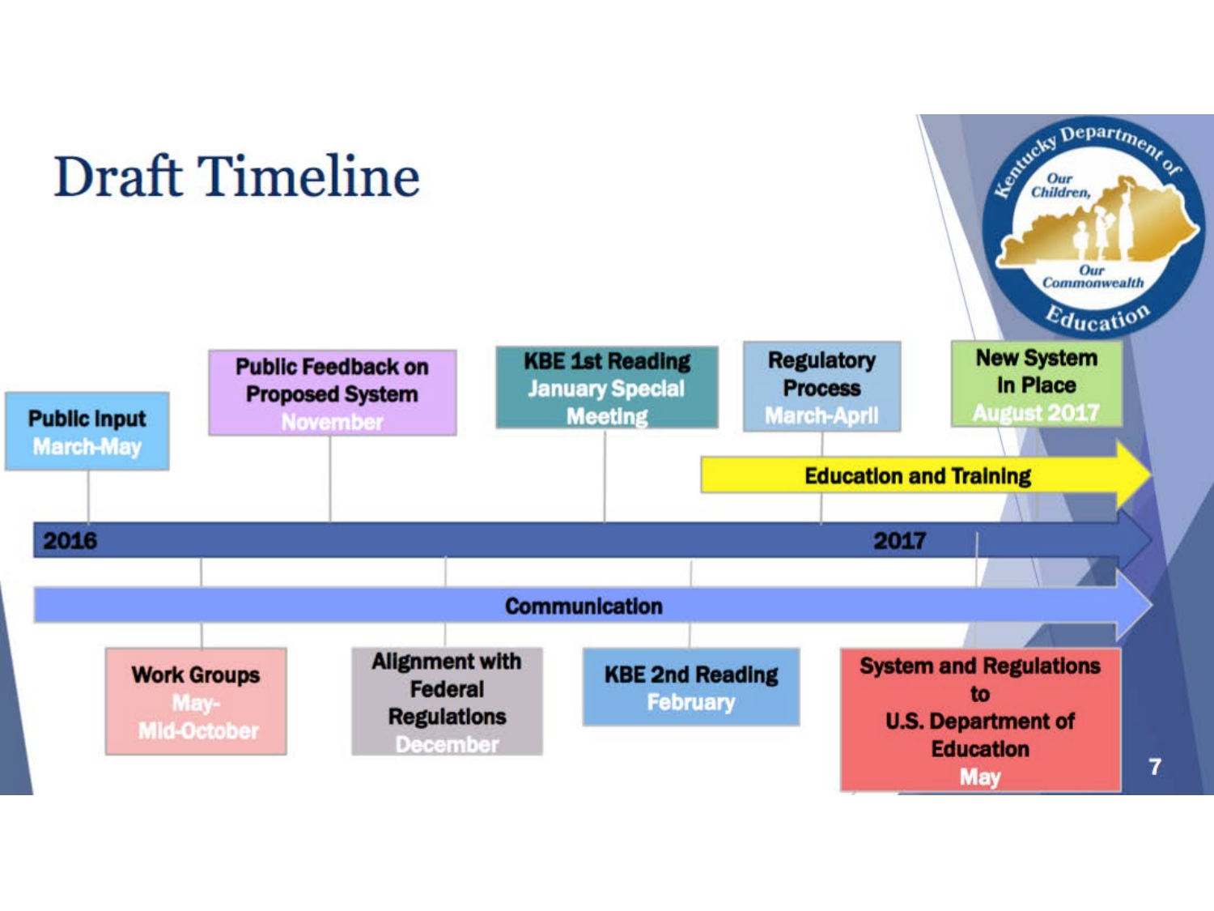# Draft Timeline

**2016** — **2017**

- **Public Input** — March-May
- **Work Groups** — May-Mid-October
- **Public Feedback on Proposed System** — November
- **Alignment with Federal Regulations** — December
- **KBE 1st Reading** — January Special Meeting
- **KBE 2nd Reading** — February
- **Regulatory Process** — March-April
- **System and Regulations to U.S. Department of Education** — May
- **New System in Place** — August 2017

**Education and Training**

**Communication**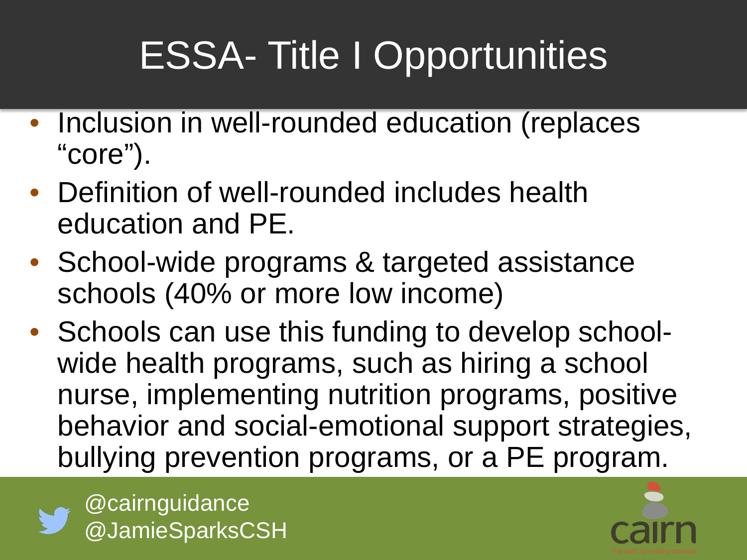# ESSA- Title I Opportunities

- Inclusion in well-rounded education (replaces "core").
- Definition of well-rounded includes health education and PE.
- School-wide programs & targeted assistance schools (40% or more low income)
- Schools can use this funding to develop school-wide health programs, such as hiring a school nurse, implementing nutrition programs, positive behavior and social-emotional support strategies, bullying prevention programs, or a PE program.

@cairnguidance
@JamieSparksCSH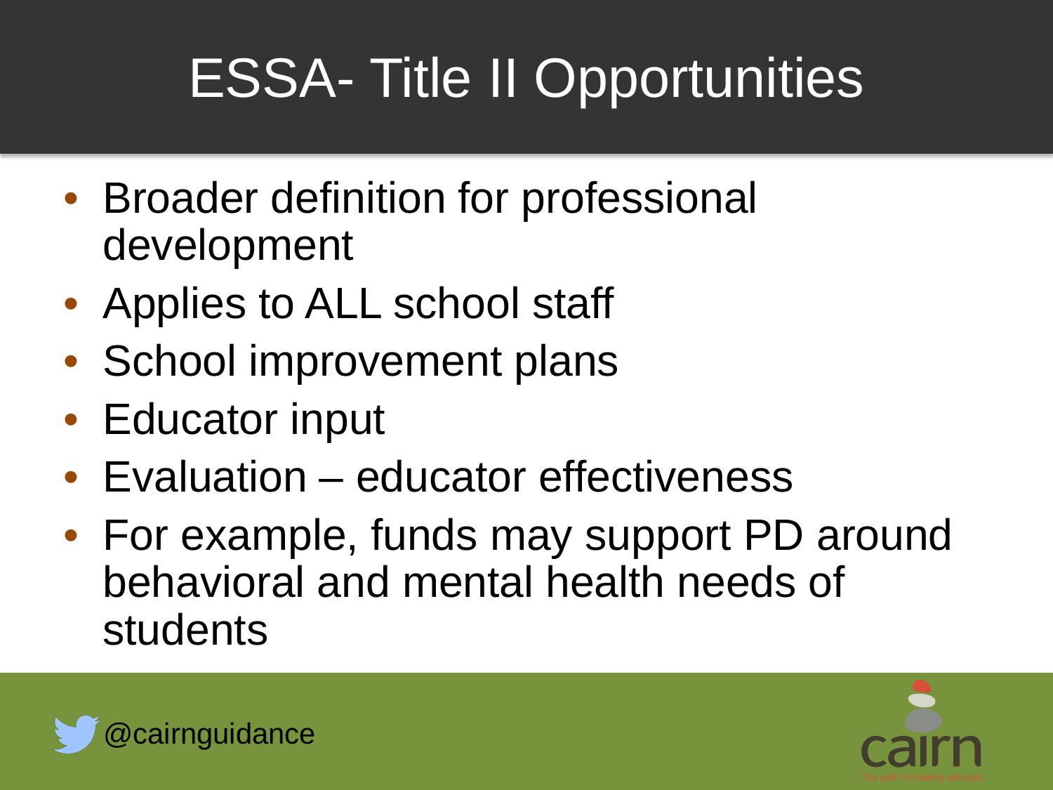# ESSA- Title II Opportunities

- Broader definition for professional development
- Applies to ALL school staff
- School improvement plans
- Educator input
- Evaluation – educator effectiveness
- For example, funds may support PD around behavioral and mental health needs of students

@cairnguidance

cairn

The cairn to healthy schools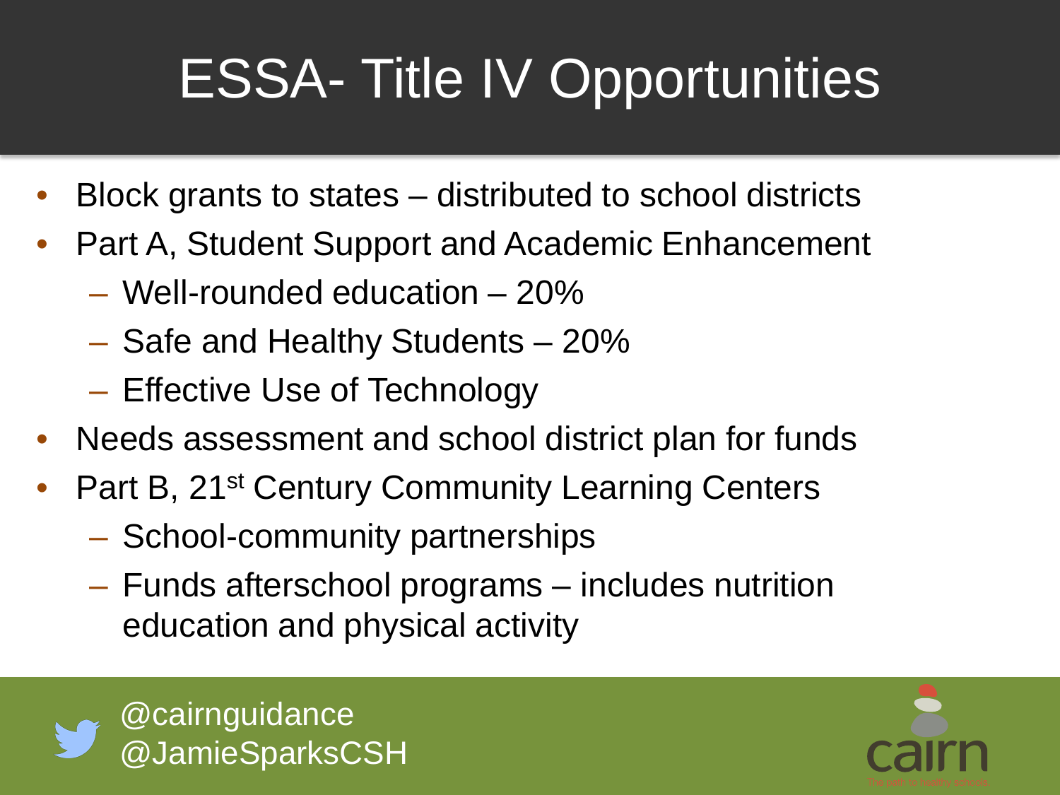# ESSA- Title IV Opportunities

- Block grants to states – distributed to school districts
- Part A, Student Support and Academic Enhancement
  - Well-rounded education – 20%
  - Safe and Healthy Students – 20%
  - Effective Use of Technology
- Needs assessment and school district plan for funds
- Part B, 21st Century Community Learning Centers
  - School-community partnerships
  - Funds afterschool programs – includes nutrition education and physical activity

@cairnguidance
@JamieSparksCSH

cairn
The cairn to healthy schools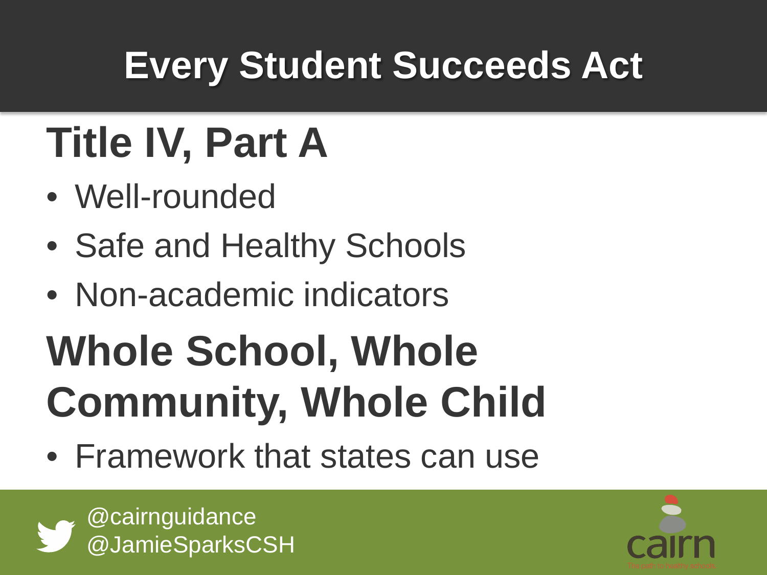# Every Student Succeeds Act

## Title IV, Part A

- Well-rounded
- Safe and Healthy Schools
- Non-academic indicators

## Whole School, Whole Community, Whole Child

- Framework that states can use

@cairnguidance
@JamieSparksCSH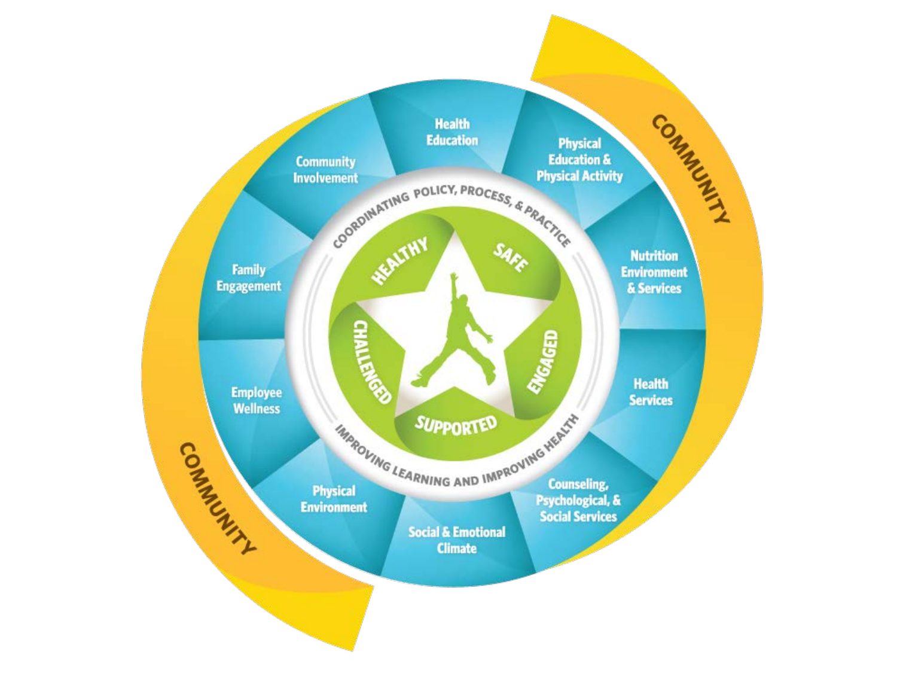COMMUNITY

Health Education

Physical Education & Physical Activity

Nutrition Environment & Services

Health Services

Counseling, Psychological, & Social Services

Social & Emotional Climate

Physical Environment

Employee Wellness

Family Engagement

Community Involvement

COORDINATING POLICY, PROCESS, & PRACTICE

HEALTHY

SAFE

ENGAGED

SUPPORTED

CHALLENGED

IMPROVING LEARNING AND IMPROVING HEALTH

COMMUNITY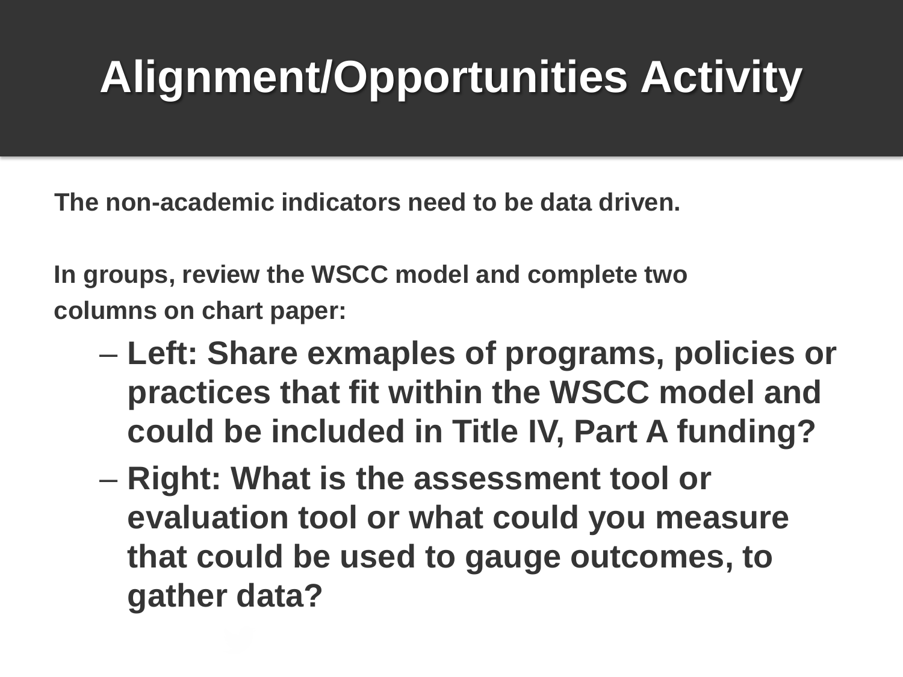# Alignment/Opportunities Activity

**The non-academic indicators need to be data driven.**

**In groups, review the WSCC model and complete two columns on chart paper:**

- **Left: Share exmaples of programs, policies or practices that fit within the WSCC model and could be included in Title IV, Part A funding?**
- **Right: What is the assessment tool or evaluation tool or what could you measure that could be used to gauge outcomes, to gather data?**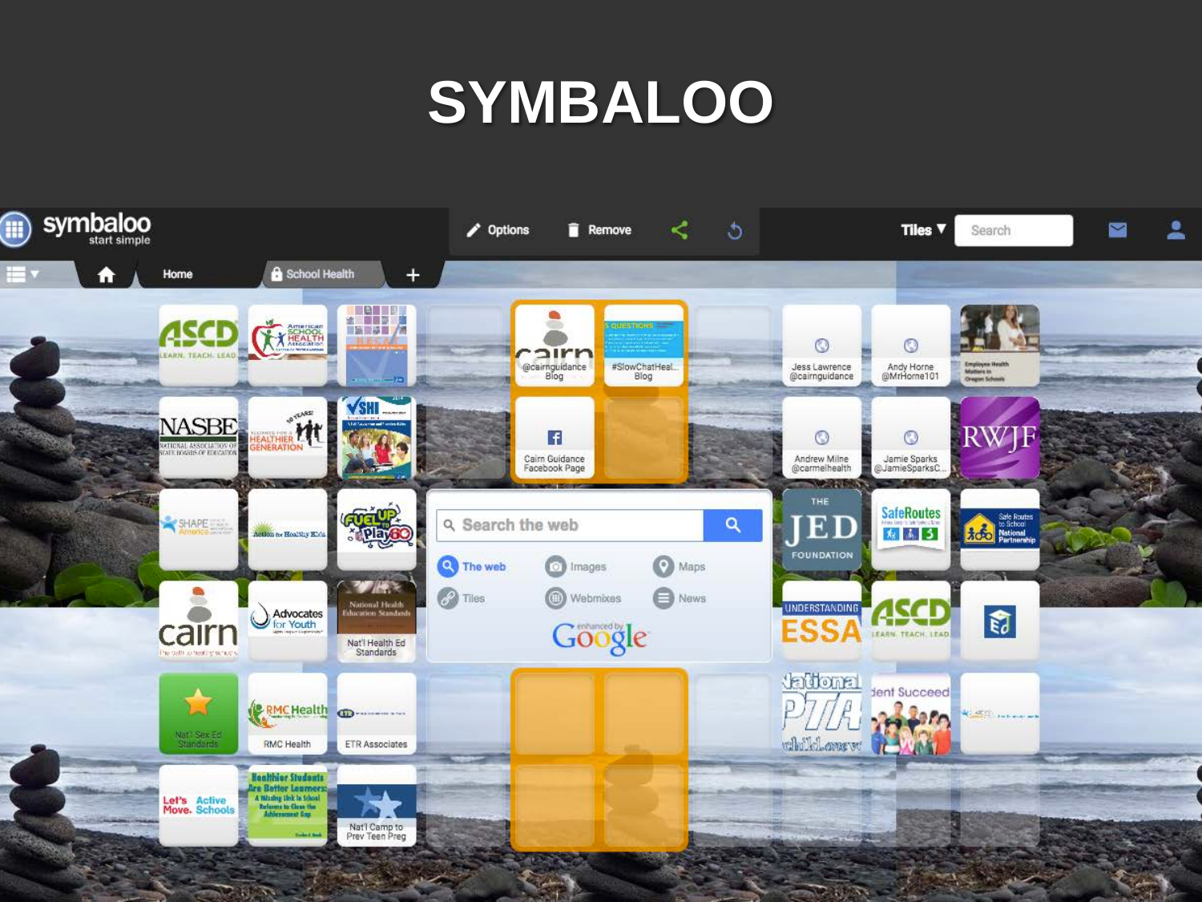# SYMBALOO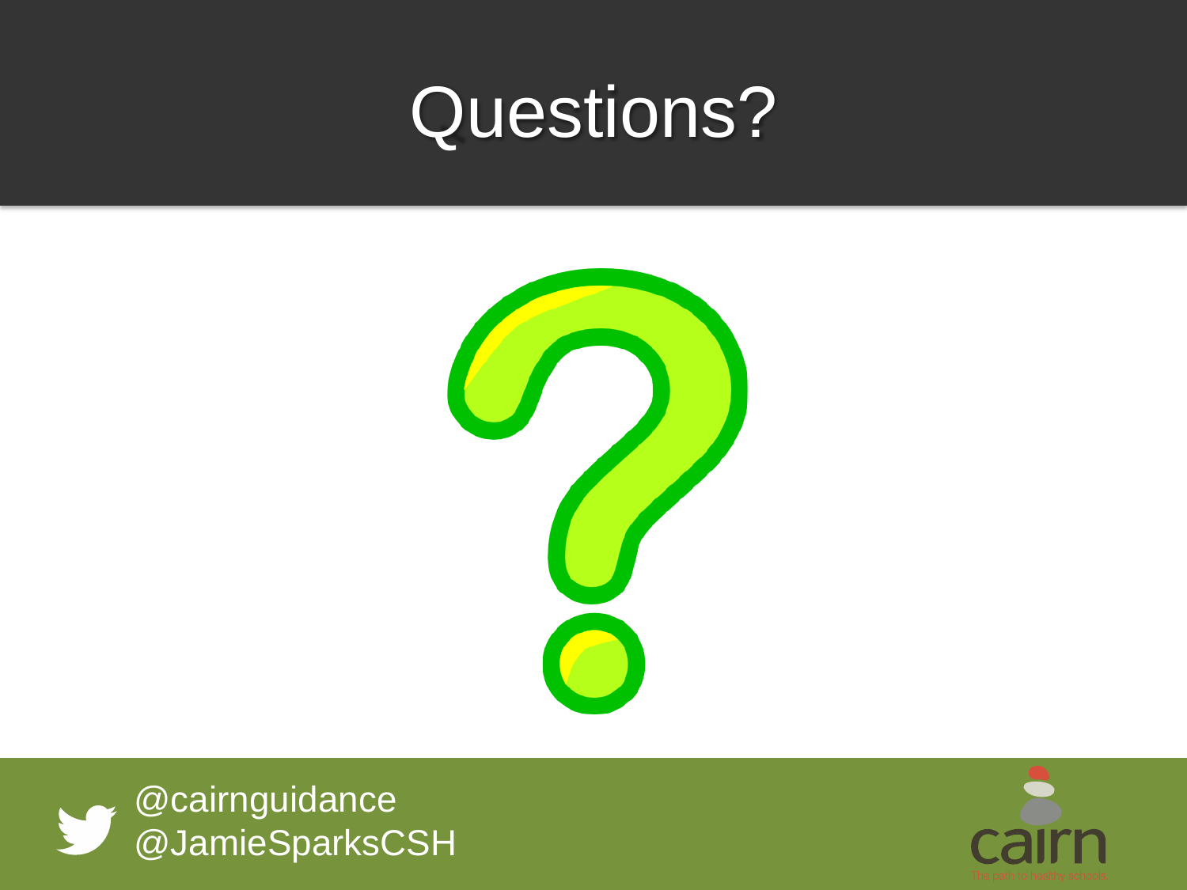# Questions?

@cairnguidance
@JamieSparksCSH

cairn

The cairn to healthy schools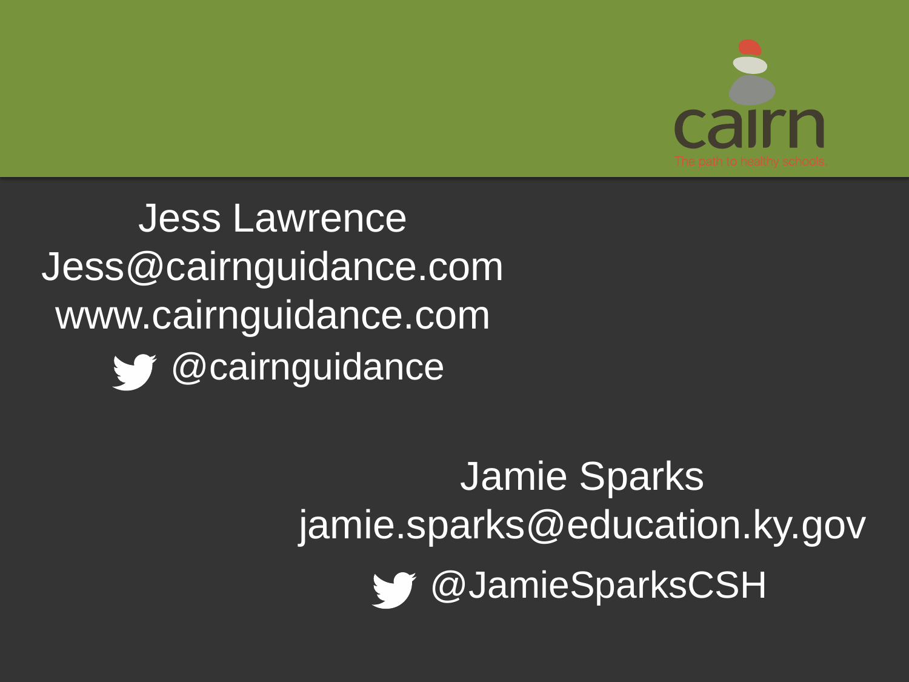cairn

The path to healthy schools.

Jess Lawrence
Jess@cairnguidance.com
www.cairnguidance.com
@cairnguidance

Jamie Sparks
jamie.sparks@education.ky.gov
@JamieSparksCSH